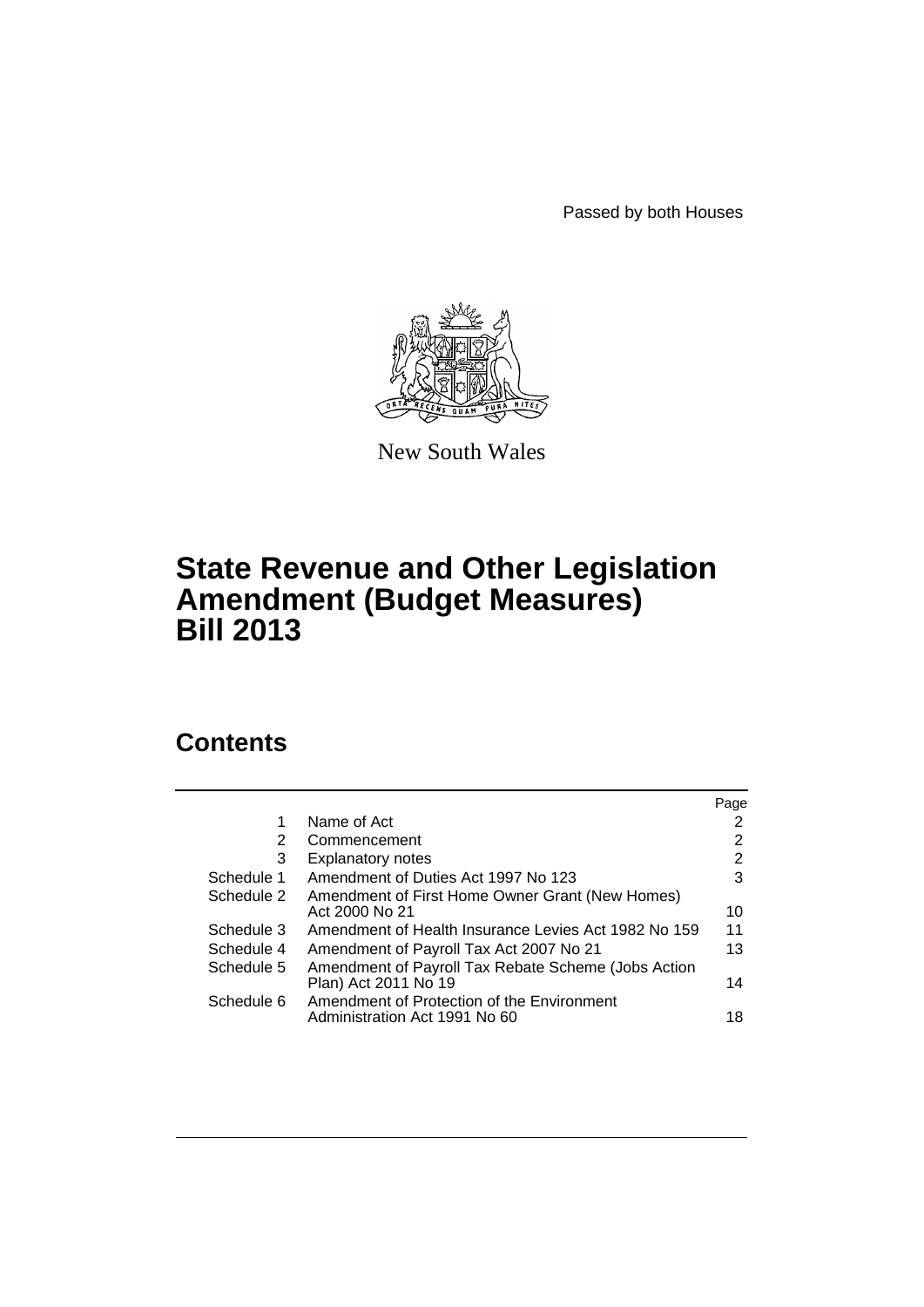Passed by both Houses

New South Wales

# State Revenue and Other Legislation Amendment (Budget Measures) Bill 2013

## Contents

| | | Page |
|---|---|---|
| 1 | Name of Act | 2 |
| 2 | Commencement | 2 |
| 3 | Explanatory notes | 2 |
| Schedule 1 | Amendment of Duties Act 1997 No 123 | 3 |
| Schedule 2 | Amendment of First Home Owner Grant (New Homes) Act 2000 No 21 | 10 |
| Schedule 3 | Amendment of Health Insurance Levies Act 1982 No 159 | 11 |
| Schedule 4 | Amendment of Payroll Tax Act 2007 No 21 | 13 |
| Schedule 5 | Amendment of Payroll Tax Rebate Scheme (Jobs Action Plan) Act 2011 No 19 | 14 |
| Schedule 6 | Amendment of Protection of the Environment Administration Act 1991 No 60 | 18 |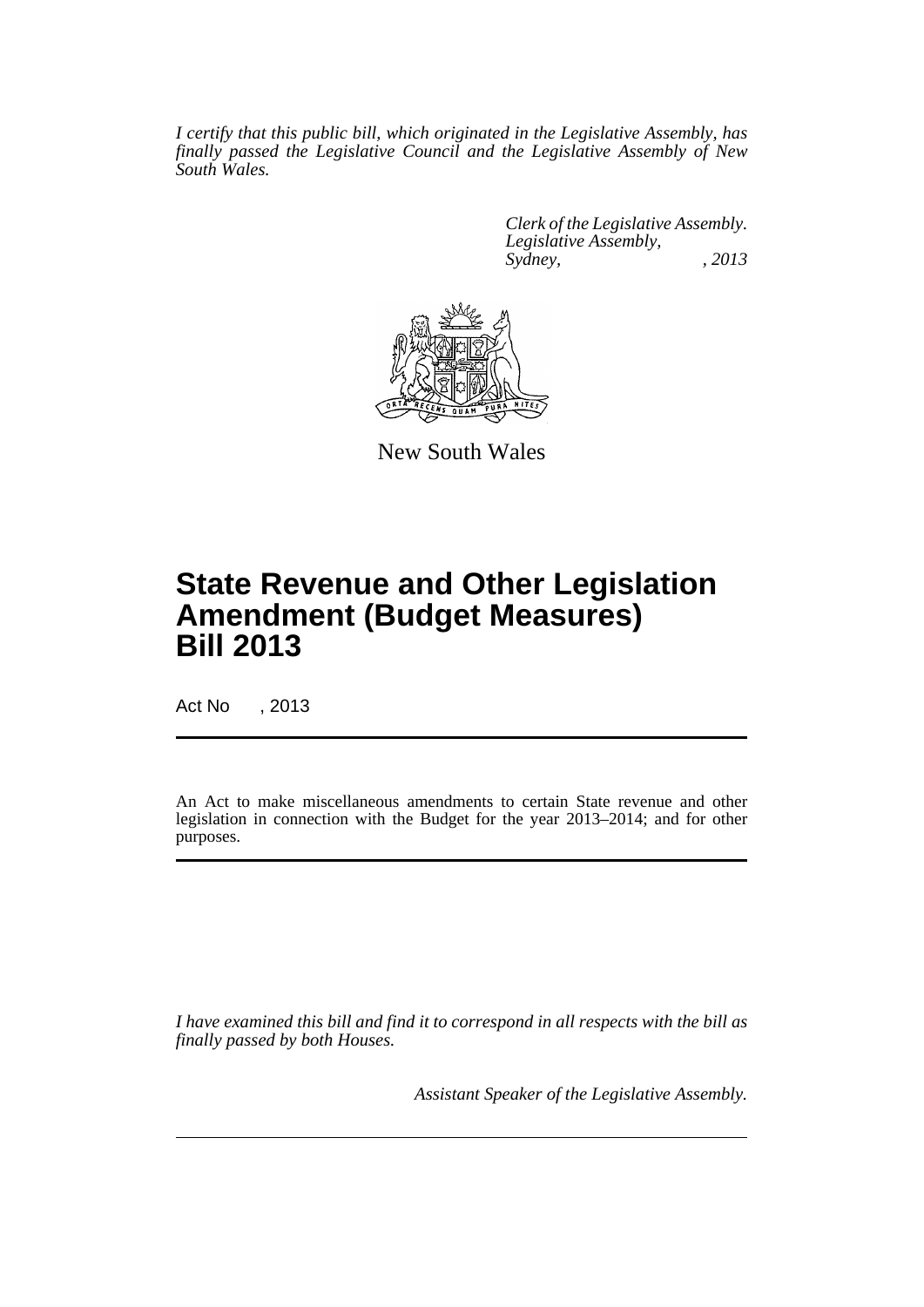*I certify that this public bill, which originated in the Legislative Assembly, has finally passed the Legislative Council and the Legislative Assembly of New South Wales.*

*Clerk of the Legislative Assembly.*
*Legislative Assembly,*
*Sydney, , 2013*

New South Wales

# State Revenue and Other Legislation Amendment (Budget Measures) Bill 2013

Act No , 2013

An Act to make miscellaneous amendments to certain State revenue and other legislation in connection with the Budget for the year 2013–2014; and for other purposes.

*I have examined this bill and find it to correspond in all respects with the bill as finally passed by both Houses.*

*Assistant Speaker of the Legislative Assembly.*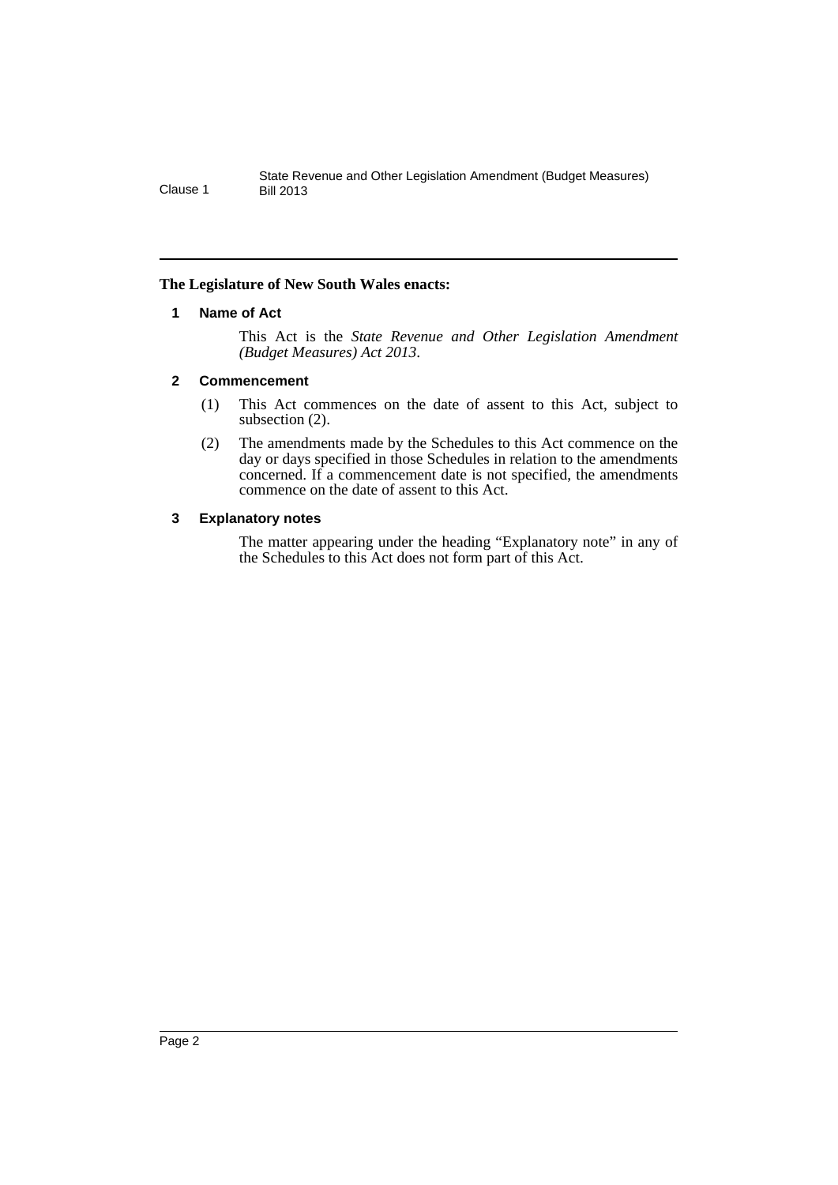**The Legislature of New South Wales enacts:**

### 1 Name of Act

This Act is the *State Revenue and Other Legislation Amendment (Budget Measures) Act 2013*.

### 2 Commencement

(1) This Act commences on the date of assent to this Act, subject to subsection (2).

(2) The amendments made by the Schedules to this Act commence on the day or days specified in those Schedules in relation to the amendments concerned. If a commencement date is not specified, the amendments commence on the date of assent to this Act.

### 3 Explanatory notes

The matter appearing under the heading "Explanatory note" in any of the Schedules to this Act does not form part of this Act.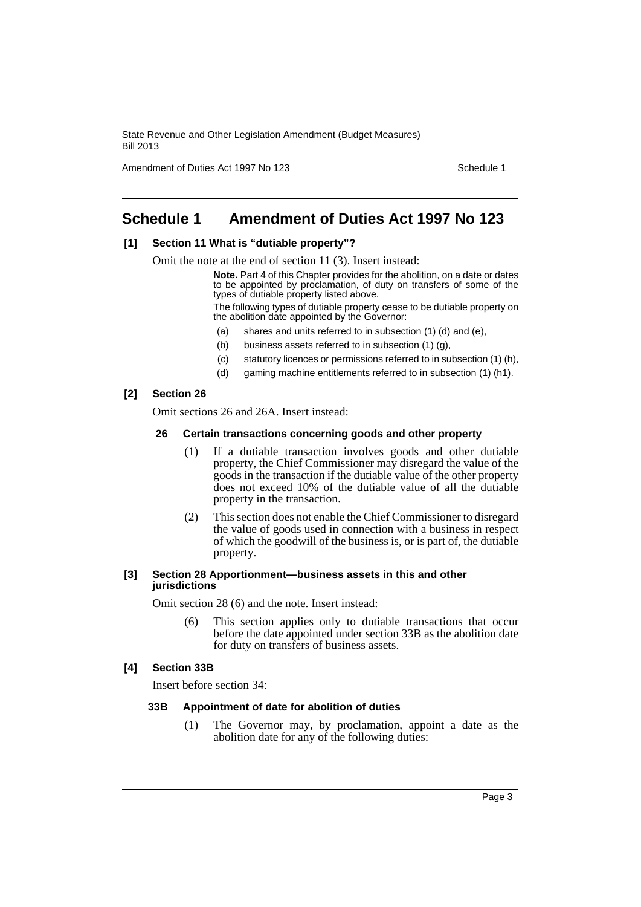# Schedule 1 Amendment of Duties Act 1997 No 123

**[1] Section 11 What is "dutiable property"?**

Omit the note at the end of section 11 (3). Insert instead:

> **Note.** Part 4 of this Chapter provides for the abolition, on a date or dates to be appointed by proclamation, of duty on transfers of some of the types of dutiable property listed above.
>
> The following types of dutiable property cease to be dutiable property on the abolition date appointed by the Governor:
>
> (a) shares and units referred to in subsection (1) (d) and (e),
>
> (b) business assets referred to in subsection (1) (g),
>
> (c) statutory licences or permissions referred to in subsection (1) (h),
>
> (d) gaming machine entitlements referred to in subsection (1) (h1).

**[2] Section 26**

Omit sections 26 and 26A. Insert instead:

**26 Certain transactions concerning goods and other property**

(1) If a dutiable transaction involves goods and other dutiable property, the Chief Commissioner may disregard the value of the goods in the transaction if the dutiable value of the other property does not exceed 10% of the dutiable value of all the dutiable property in the transaction.

(2) This section does not enable the Chief Commissioner to disregard the value of goods used in connection with a business in respect of which the goodwill of the business is, or is part of, the dutiable property.

**[3] Section 28 Apportionment—business assets in this and other jurisdictions**

Omit section 28 (6) and the note. Insert instead:

(6) This section applies only to dutiable transactions that occur before the date appointed under section 33B as the abolition date for duty on transfers of business assets.

**[4] Section 33B**

Insert before section 34:

**33B Appointment of date for abolition of duties**

(1) The Governor may, by proclamation, appoint a date as the abolition date for any of the following duties: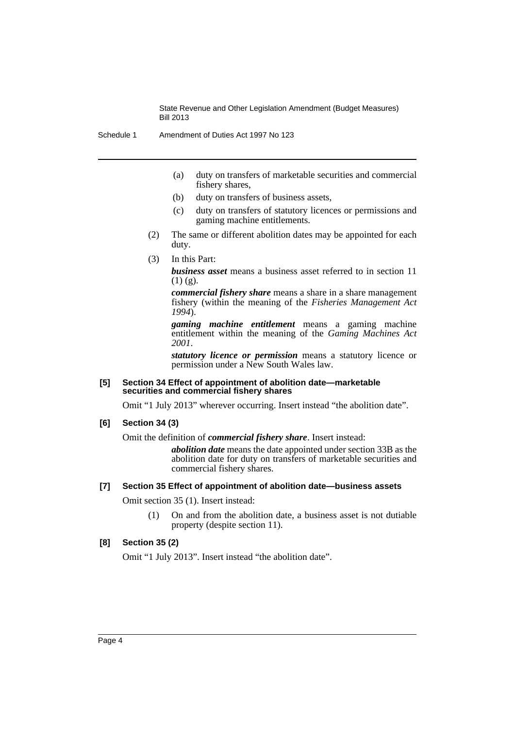(a) duty on transfers of marketable securities and commercial fishery shares,

(b) duty on transfers of business assets,

(c) duty on transfers of statutory licences or permissions and gaming machine entitlements.

(2) The same or different abolition dates may be appointed for each duty.

(3) In this Part:

***business asset*** means a business asset referred to in section 11 (1) (g).

***commercial fishery share*** means a share in a share management fishery (within the meaning of the *Fisheries Management Act 1994*).

***gaming machine entitlement*** means a gaming machine entitlement within the meaning of the *Gaming Machines Act 2001*.

***statutory licence or permission*** means a statutory licence or permission under a New South Wales law.

#### [5] Section 34 Effect of appointment of abolition date—marketable securities and commercial fishery shares

Omit "1 July 2013" wherever occurring. Insert instead "the abolition date".

#### [6] Section 34 (3)

Omit the definition of ***commercial fishery share***. Insert instead:

***abolition date*** means the date appointed under section 33B as the abolition date for duty on transfers of marketable securities and commercial fishery shares.

#### [7] Section 35 Effect of appointment of abolition date—business assets

Omit section 35 (1). Insert instead:

(1) On and from the abolition date, a business asset is not dutiable property (despite section 11).

#### [8] Section 35 (2)

Omit "1 July 2013". Insert instead "the abolition date".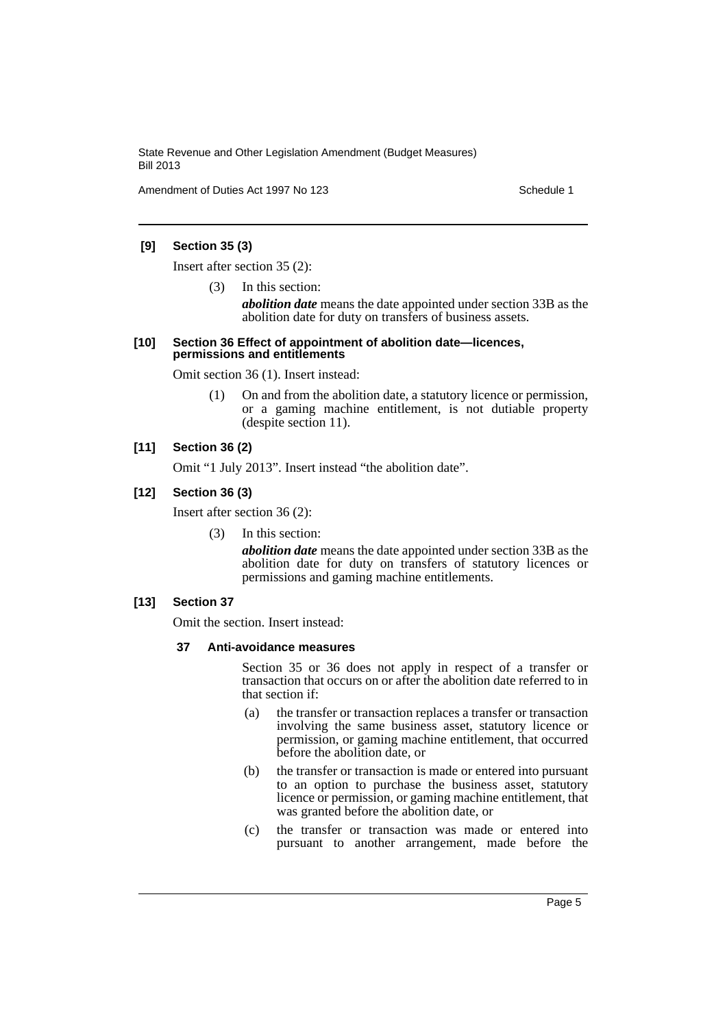**[9] Section 35 (3)**

Insert after section 35 (2):

(3) In this section:

***abolition date*** means the date appointed under section 33B as the abolition date for duty on transfers of business assets.

**[10] Section 36 Effect of appointment of abolition date—licences, permissions and entitlements**

Omit section 36 (1). Insert instead:

(1) On and from the abolition date, a statutory licence or permission, or a gaming machine entitlement, is not dutiable property (despite section 11).

**[11] Section 36 (2)**

Omit "1 July 2013". Insert instead "the abolition date".

**[12] Section 36 (3)**

Insert after section 36 (2):

(3) In this section:

***abolition date*** means the date appointed under section 33B as the abolition date for duty on transfers of statutory licences or permissions and gaming machine entitlements.

**[13] Section 37**

Omit the section. Insert instead:

**37 Anti-avoidance measures**

Section 35 or 36 does not apply in respect of a transfer or transaction that occurs on or after the abolition date referred to in that section if:

(a) the transfer or transaction replaces a transfer or transaction involving the same business asset, statutory licence or permission, or gaming machine entitlement, that occurred before the abolition date, or

(b) the transfer or transaction is made or entered into pursuant to an option to purchase the business asset, statutory licence or permission, or gaming machine entitlement, that was granted before the abolition date, or

(c) the transfer or transaction was made or entered into pursuant to another arrangement, made before the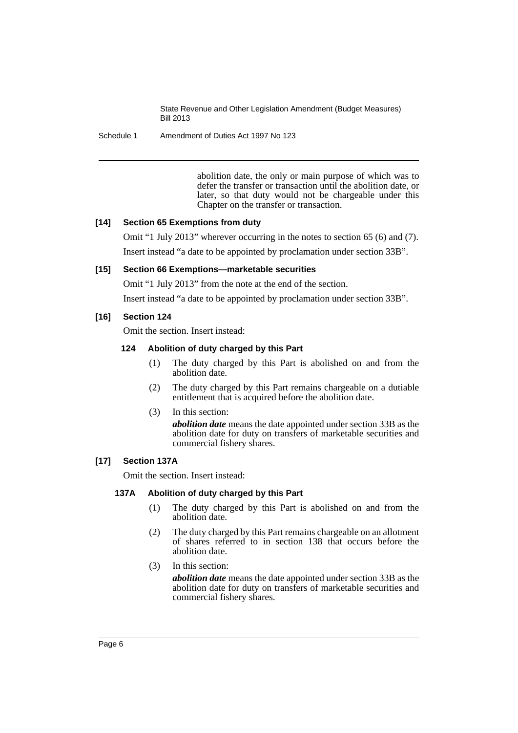abolition date, the only or main purpose of which was to defer the transfer or transaction until the abolition date, or later, so that duty would not be chargeable under this Chapter on the transfer or transaction.

### [14] Section 65 Exemptions from duty

Omit "1 July 2013" wherever occurring in the notes to section 65 (6) and (7).

Insert instead "a date to be appointed by proclamation under section 33B".

### [15] Section 66 Exemptions—marketable securities

Omit "1 July 2013" from the note at the end of the section.

Insert instead "a date to be appointed by proclamation under section 33B".

### [16] Section 124

Omit the section. Insert instead:

#### 124 Abolition of duty charged by this Part

(1) The duty charged by this Part is abolished on and from the abolition date.

(2) The duty charged by this Part remains chargeable on a dutiable entitlement that is acquired before the abolition date.

(3) In this section:

***abolition date*** means the date appointed under section 33B as the abolition date for duty on transfers of marketable securities and commercial fishery shares.

### [17] Section 137A

Omit the section. Insert instead:

#### 137A Abolition of duty charged by this Part

(1) The duty charged by this Part is abolished on and from the abolition date.

(2) The duty charged by this Part remains chargeable on an allotment of shares referred to in section 138 that occurs before the abolition date.

(3) In this section:

***abolition date*** means the date appointed under section 33B as the abolition date for duty on transfers of marketable securities and commercial fishery shares.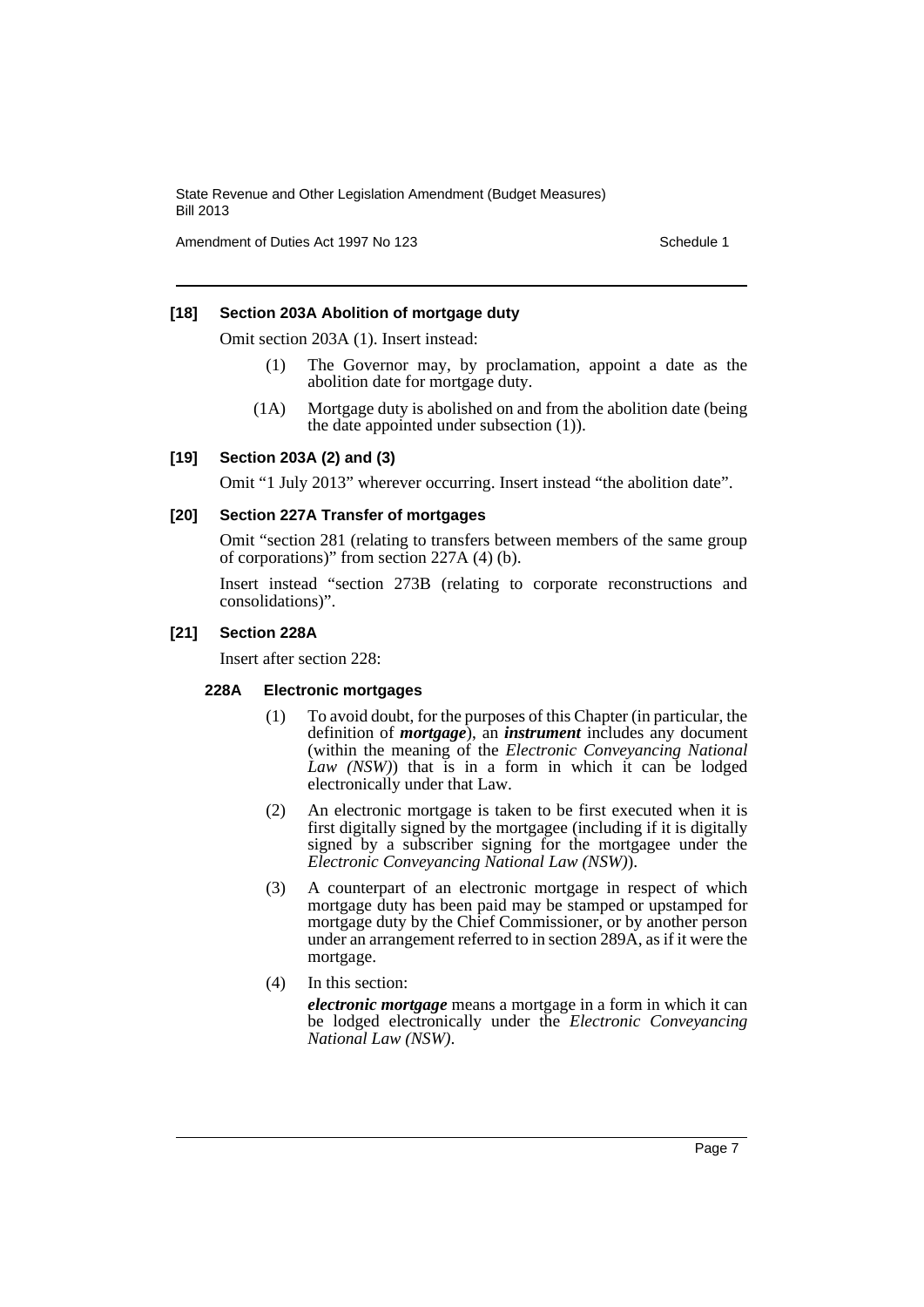### [18] Section 203A Abolition of mortgage duty

Omit section 203A (1). Insert instead:

(1) The Governor may, by proclamation, appoint a date as the abolition date for mortgage duty.

(1A) Mortgage duty is abolished on and from the abolition date (being the date appointed under subsection (1)).

### [19] Section 203A (2) and (3)

Omit "1 July 2013" wherever occurring. Insert instead "the abolition date".

### [20] Section 227A Transfer of mortgages

Omit "section 281 (relating to transfers between members of the same group of corporations)" from section 227A (4) (b).

Insert instead "section 273B (relating to corporate reconstructions and consolidations)".

### [21] Section 228A

Insert after section 228:

#### 228A Electronic mortgages

(1) To avoid doubt, for the purposes of this Chapter (in particular, the definition of ***mortgage***), an ***instrument*** includes any document (within the meaning of the *Electronic Conveyancing National Law (NSW)*) that is in a form in which it can be lodged electronically under that Law.

(2) An electronic mortgage is taken to be first executed when it is first digitally signed by the mortgagee (including if it is digitally signed by a subscriber signing for the mortgagee under the *Electronic Conveyancing National Law (NSW)*).

(3) A counterpart of an electronic mortgage in respect of which mortgage duty has been paid may be stamped or upstamped for mortgage duty by the Chief Commissioner, or by another person under an arrangement referred to in section 289A, as if it were the mortgage.

(4) In this section:

***electronic mortgage*** means a mortgage in a form in which it can be lodged electronically under the *Electronic Conveyancing National Law (NSW)*.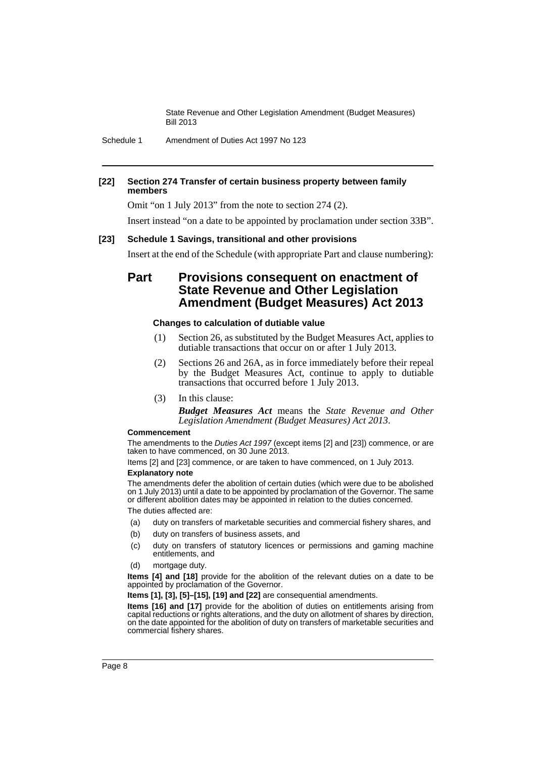**[22] Section 274 Transfer of certain business property between family members**

Omit "on 1 July 2013" from the note to section 274 (2).

Insert instead "on a date to be appointed by proclamation under section 33B".

**[23] Schedule 1 Savings, transitional and other provisions**

Insert at the end of the Schedule (with appropriate Part and clause numbering):

## Part Provisions consequent on enactment of State Revenue and Other Legislation Amendment (Budget Measures) Act 2013

**Changes to calculation of dutiable value**

(1) Section 26, as substituted by the Budget Measures Act, applies to dutiable transactions that occur on or after 1 July 2013.

(2) Sections 26 and 26A, as in force immediately before their repeal by the Budget Measures Act, continue to apply to dutiable transactions that occurred before 1 July 2013.

(3) In this clause:

***Budget Measures Act*** means the *State Revenue and Other Legislation Amendment (Budget Measures) Act 2013*.

**Commencement**

The amendments to the *Duties Act 1997* (except items [2] and [23]) commence, or are taken to have commenced, on 30 June 2013.

Items [2] and [23] commence, or are taken to have commenced, on 1 July 2013.

**Explanatory note**

The amendments defer the abolition of certain duties (which were due to be abolished on 1 July 2013) until a date to be appointed by proclamation of the Governor. The same or different abolition dates may be appointed in relation to the duties concerned.

The duties affected are:

(a) duty on transfers of marketable securities and commercial fishery shares, and

(b) duty on transfers of business assets, and

(c) duty on transfers of statutory licences or permissions and gaming machine entitlements, and

(d) mortgage duty.

**Items [4] and [18]** provide for the abolition of the relevant duties on a date to be appointed by proclamation of the Governor.

**Items [1], [3], [5]–[15], [19] and [22]** are consequential amendments.

**Items [16] and [17]** provide for the abolition of duties on entitlements arising from capital reductions or rights alterations, and the duty on allotment of shares by direction, on the date appointed for the abolition of duty on transfers of marketable securities and commercial fishery shares.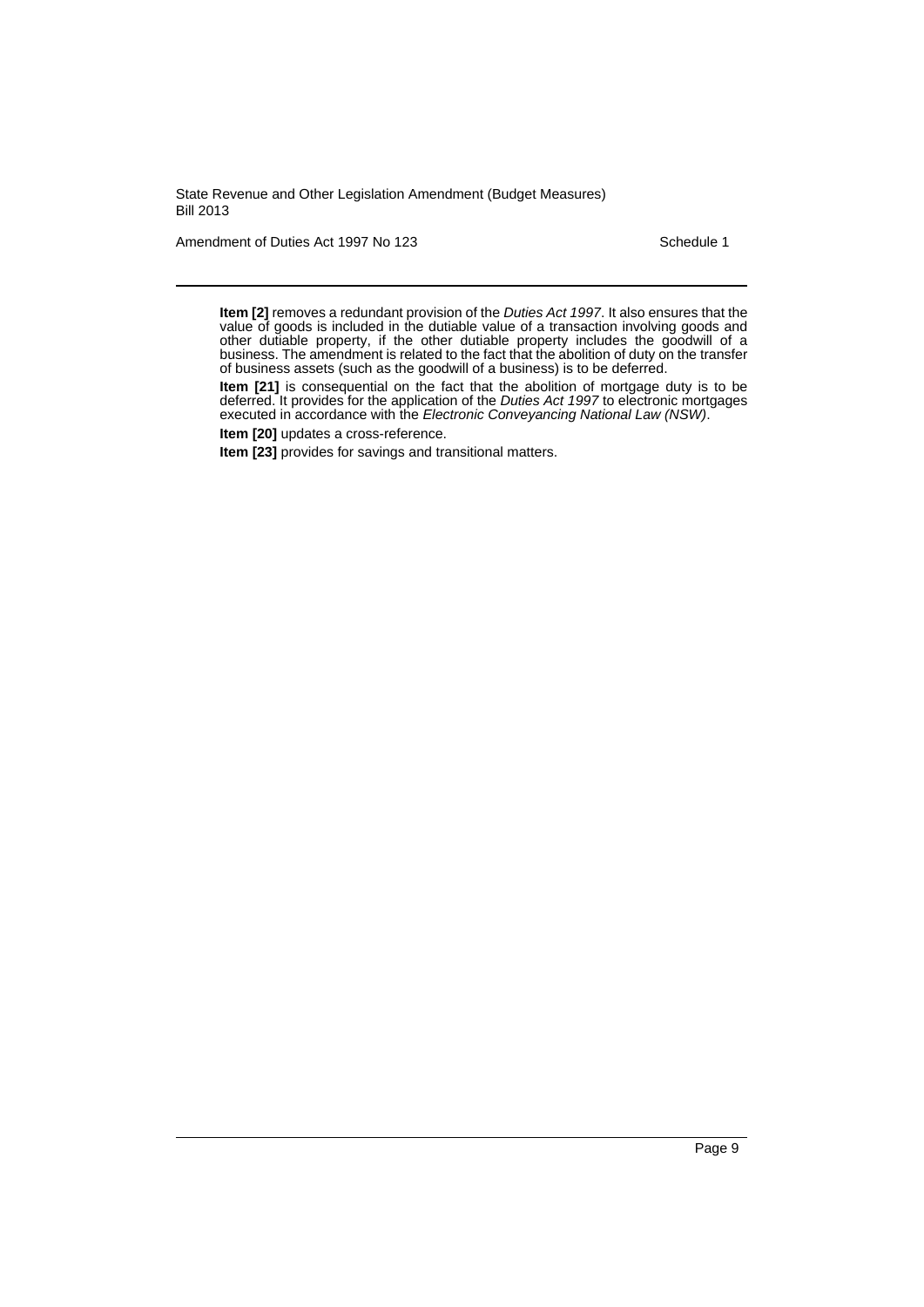**Item [2]** removes a redundant provision of the *Duties Act 1997*. It also ensures that the value of goods is included in the dutiable value of a transaction involving goods and other dutiable property, if the other dutiable property includes the goodwill of a business. The amendment is related to the fact that the abolition of duty on the transfer of business assets (such as the goodwill of a business) is to be deferred.

**Item [21]** is consequential on the fact that the abolition of mortgage duty is to be deferred. It provides for the application of the *Duties Act 1997* to electronic mortgages executed in accordance with the *Electronic Conveyancing National Law (NSW)*.

**Item [20]** updates a cross-reference.

**Item [23]** provides for savings and transitional matters.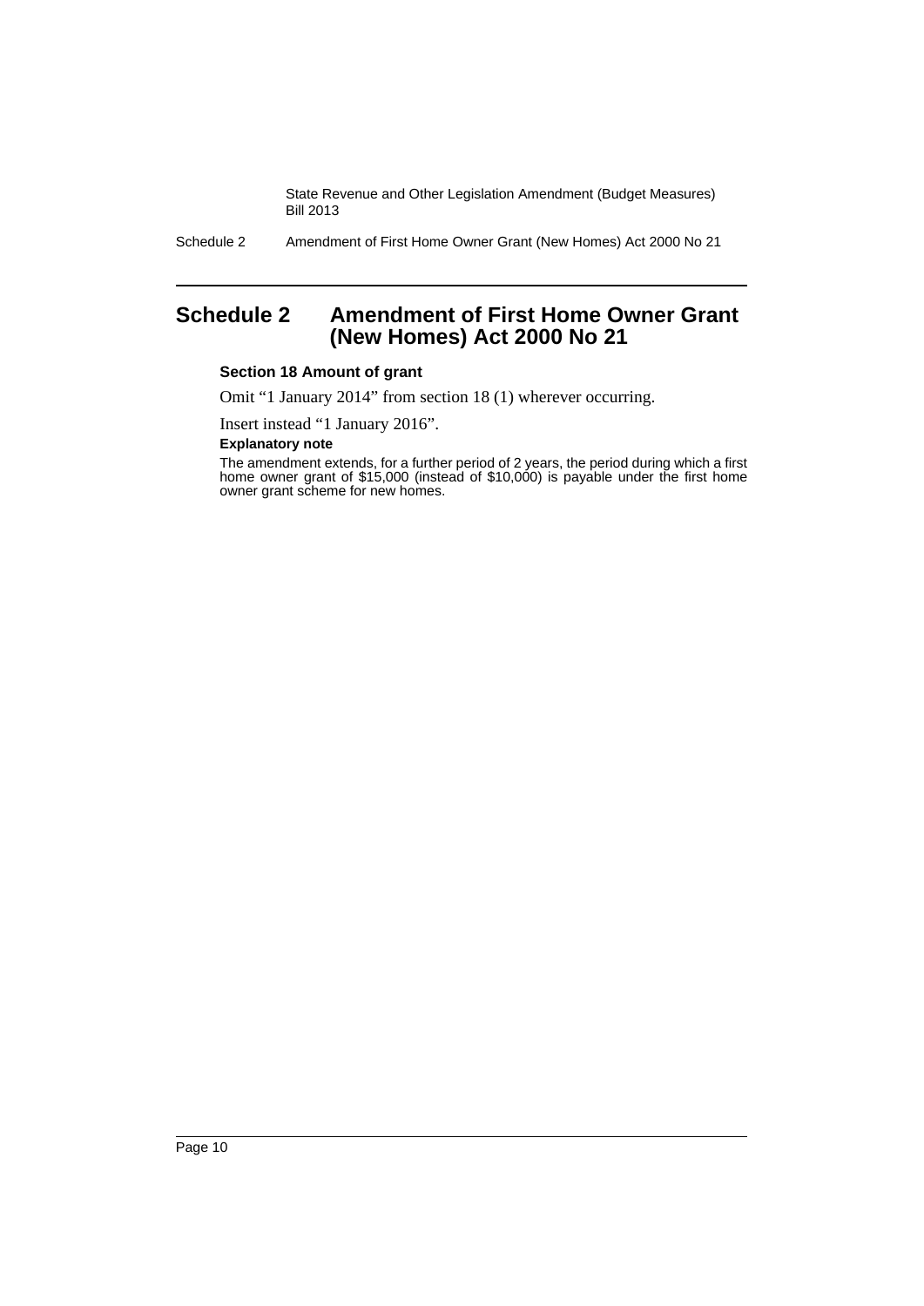# Schedule 2 Amendment of First Home Owner Grant (New Homes) Act 2000 No 21

### Section 18 Amount of grant

Omit "1 January 2014" from section 18 (1) wherever occurring.

Insert instead "1 January 2016".

**Explanatory note**

The amendment extends, for a further period of 2 years, the period during which a first home owner grant of $15,000 (instead of $10,000) is payable under the first home owner grant scheme for new homes.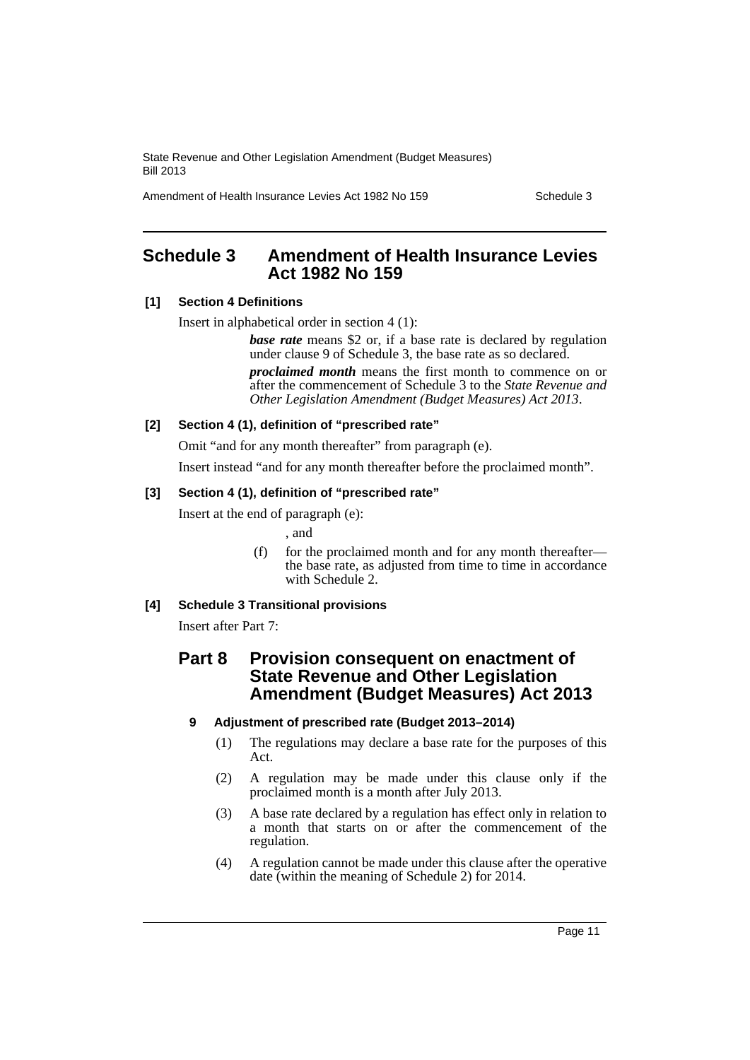## Schedule 3 Amendment of Health Insurance Levies Act 1982 No 159

### [1] Section 4 Definitions

Insert in alphabetical order in section 4 (1):

> ***base rate*** means $2 or, if a base rate is declared by regulation under clause 9 of Schedule 3, the base rate as so declared.
>
> ***proclaimed month*** means the first month to commence on or after the commencement of Schedule 3 to the *State Revenue and Other Legislation Amendment (Budget Measures) Act 2013*.

### [2] Section 4 (1), definition of "prescribed rate"

Omit "and for any month thereafter" from paragraph (e).

Insert instead "and for any month thereafter before the proclaimed month".

### [3] Section 4 (1), definition of "prescribed rate"

Insert at the end of paragraph (e):

> , and
>
> (f) for the proclaimed month and for any month thereafter—the base rate, as adjusted from time to time in accordance with Schedule 2.

### [4] Schedule 3 Transitional provisions

Insert after Part 7:

## Part 8 Provision consequent on enactment of State Revenue and Other Legislation Amendment (Budget Measures) Act 2013

#### 9 Adjustment of prescribed rate (Budget 2013–2014)

(1) The regulations may declare a base rate for the purposes of this Act.

(2) A regulation may be made under this clause only if the proclaimed month is a month after July 2013.

(3) A base rate declared by a regulation has effect only in relation to a month that starts on or after the commencement of the regulation.

(4) A regulation cannot be made under this clause after the operative date (within the meaning of Schedule 2) for 2014.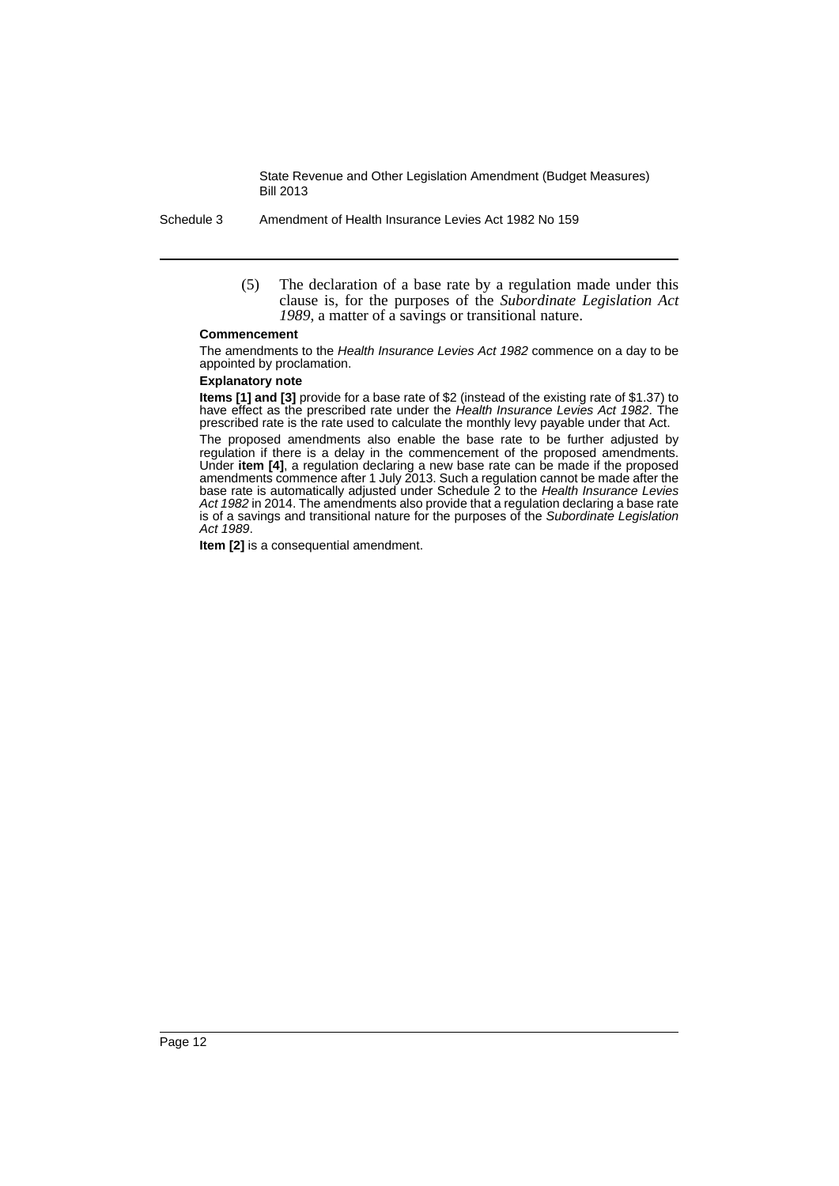(5) The declaration of a base rate by a regulation made under this clause is, for the purposes of the *Subordinate Legislation Act 1989*, a matter of a savings or transitional nature.

**Commencement**

The amendments to the *Health Insurance Levies Act 1982* commence on a day to be appointed by proclamation.

**Explanatory note**

**Items [1] and [3]** provide for a base rate of $2 (instead of the existing rate of $1.37) to have effect as the prescribed rate under the *Health Insurance Levies Act 1982*. The prescribed rate is the rate used to calculate the monthly levy payable under that Act.

The proposed amendments also enable the base rate to be further adjusted by regulation if there is a delay in the commencement of the proposed amendments. Under **item [4]**, a regulation declaring a new base rate can be made if the proposed amendments commence after 1 July 2013. Such a regulation cannot be made after the base rate is automatically adjusted under Schedule 2 to the *Health Insurance Levies Act 1982* in 2014. The amendments also provide that a regulation declaring a base rate is of a savings and transitional nature for the purposes of the *Subordinate Legislation Act 1989*.

**Item [2]** is a consequential amendment.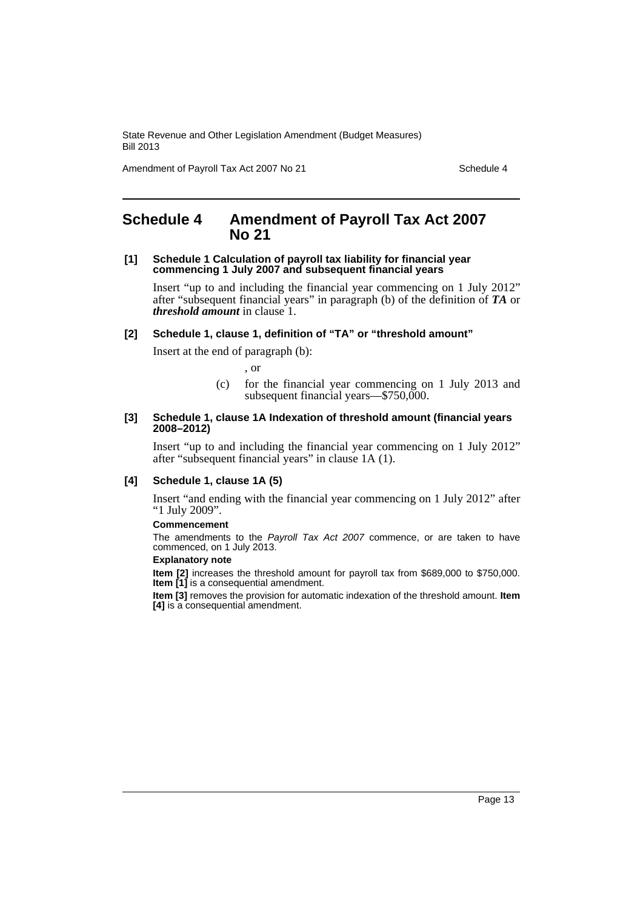# Schedule 4 Amendment of Payroll Tax Act 2007 No 21

**[1] Schedule 1 Calculation of payroll tax liability for financial year commencing 1 July 2007 and subsequent financial years**

Insert "up to and including the financial year commencing on 1 July 2012" after "subsequent financial years" in paragraph (b) of the definition of ***TA*** or ***threshold amount*** in clause 1.

**[2] Schedule 1, clause 1, definition of "TA" or "threshold amount"**

Insert at the end of paragraph (b):

, or

(c) for the financial year commencing on 1 July 2013 and subsequent financial years—$750,000.

**[3] Schedule 1, clause 1A Indexation of threshold amount (financial years 2008–2012)**

Insert "up to and including the financial year commencing on 1 July 2012" after "subsequent financial years" in clause 1A (1).

**[4] Schedule 1, clause 1A (5)**

Insert "and ending with the financial year commencing on 1 July 2012" after "1 July 2009".

**Commencement**

The amendments to the *Payroll Tax Act 2007* commence, or are taken to have commenced, on 1 July 2013.

**Explanatory note**

**Item [2]** increases the threshold amount for payroll tax from $689,000 to $750,000. **Item [1]** is a consequential amendment.

**Item [3]** removes the provision for automatic indexation of the threshold amount. **Item [4]** is a consequential amendment.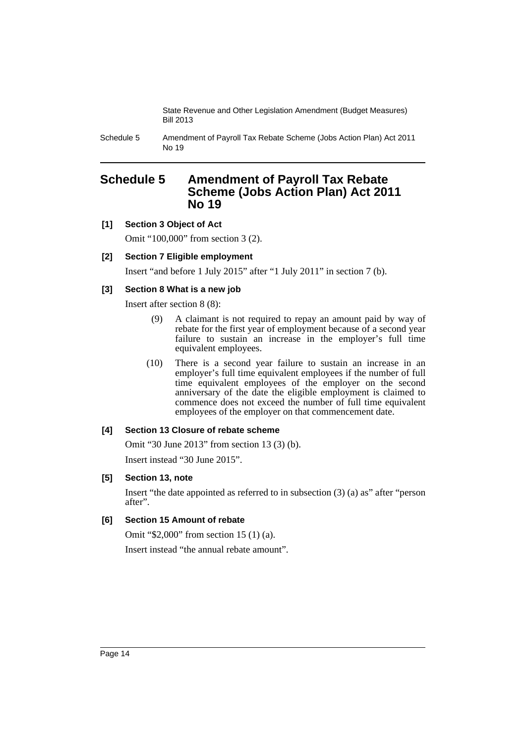# Schedule 5 Amendment of Payroll Tax Rebate Scheme (Jobs Action Plan) Act 2011 No 19

**[1] Section 3 Object of Act**

Omit "100,000" from section 3 (2).

**[2] Section 7 Eligible employment**

Insert "and before 1 July 2015" after "1 July 2011" in section 7 (b).

**[3] Section 8 What is a new job**

Insert after section 8 (8):

> (9) A claimant is not required to repay an amount paid by way of rebate for the first year of employment because of a second year failure to sustain an increase in the employer's full time equivalent employees.
>
> (10) There is a second year failure to sustain an increase in an employer's full time equivalent employees if the number of full time equivalent employees of the employer on the second anniversary of the date the eligible employment is claimed to commence does not exceed the number of full time equivalent employees of the employer on that commencement date.

**[4] Section 13 Closure of rebate scheme**

Omit "30 June 2013" from section 13 (3) (b).

Insert instead "30 June 2015".

**[5] Section 13, note**

Insert "the date appointed as referred to in subsection (3) (a) as" after "person after".

**[6] Section 15 Amount of rebate**

Omit "$2,000" from section 15 (1) (a).

Insert instead "the annual rebate amount".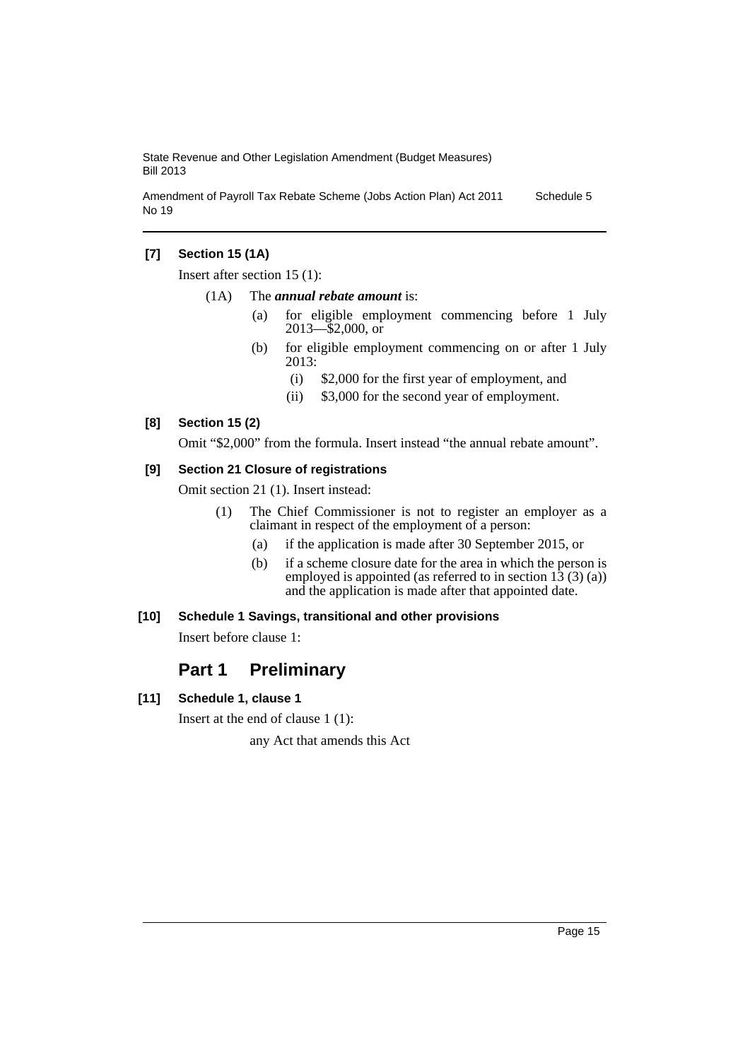**[7] Section 15 (1A)**

Insert after section 15 (1):

(1A) The ***annual rebate amount*** is:

(a) for eligible employment commencing before 1 July 2013—$2,000, or

(b) for eligible employment commencing on or after 1 July 2013:

(i) $2,000 for the first year of employment, and

(ii) $3,000 for the second year of employment.

**[8] Section 15 (2)**

Omit "$2,000" from the formula. Insert instead "the annual rebate amount".

**[9] Section 21 Closure of registrations**

Omit section 21 (1). Insert instead:

(1) The Chief Commissioner is not to register an employer as a claimant in respect of the employment of a person:

(a) if the application is made after 30 September 2015, or

(b) if a scheme closure date for the area in which the person is employed is appointed (as referred to in section 13 (3) (a)) and the application is made after that appointed date.

**[10] Schedule 1 Savings, transitional and other provisions**

Insert before clause 1:

## Part 1 Preliminary

**[11] Schedule 1, clause 1**

Insert at the end of clause 1 (1):

any Act that amends this Act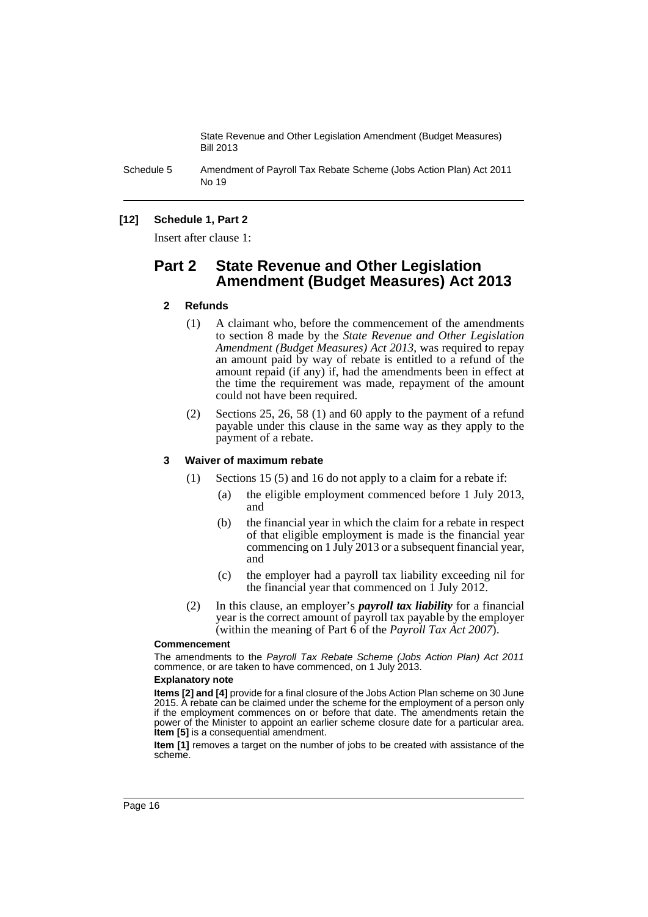**[12] Schedule 1, Part 2**

Insert after clause 1:

## Part 2 State Revenue and Other Legislation Amendment (Budget Measures) Act 2013

### 2 Refunds

(1) A claimant who, before the commencement of the amendments to section 8 made by the *State Revenue and Other Legislation Amendment (Budget Measures) Act 2013*, was required to repay an amount paid by way of rebate is entitled to a refund of the amount repaid (if any) if, had the amendments been in effect at the time the requirement was made, repayment of the amount could not have been required.

(2) Sections 25, 26, 58 (1) and 60 apply to the payment of a refund payable under this clause in the same way as they apply to the payment of a rebate.

### 3 Waiver of maximum rebate

(1) Sections 15 (5) and 16 do not apply to a claim for a rebate if:

(a) the eligible employment commenced before 1 July 2013, and

(b) the financial year in which the claim for a rebate in respect of that eligible employment is made is the financial year commencing on 1 July 2013 or a subsequent financial year, and

(c) the employer had a payroll tax liability exceeding nil for the financial year that commenced on 1 July 2012.

(2) In this clause, an employer's ***payroll tax liability*** for a financial year is the correct amount of payroll tax payable by the employer (within the meaning of Part 6 of the *Payroll Tax Act 2007*).

**Commencement**

The amendments to the *Payroll Tax Rebate Scheme (Jobs Action Plan) Act 2011* commence, or are taken to have commenced, on 1 July 2013.

**Explanatory note**

**Items [2] and [4]** provide for a final closure of the Jobs Action Plan scheme on 30 June 2015. A rebate can be claimed under the scheme for the employment of a person only if the employment commences on or before that date. The amendments retain the power of the Minister to appoint an earlier scheme closure date for a particular area. **Item [5]** is a consequential amendment.

**Item [1]** removes a target on the number of jobs to be created with assistance of the scheme.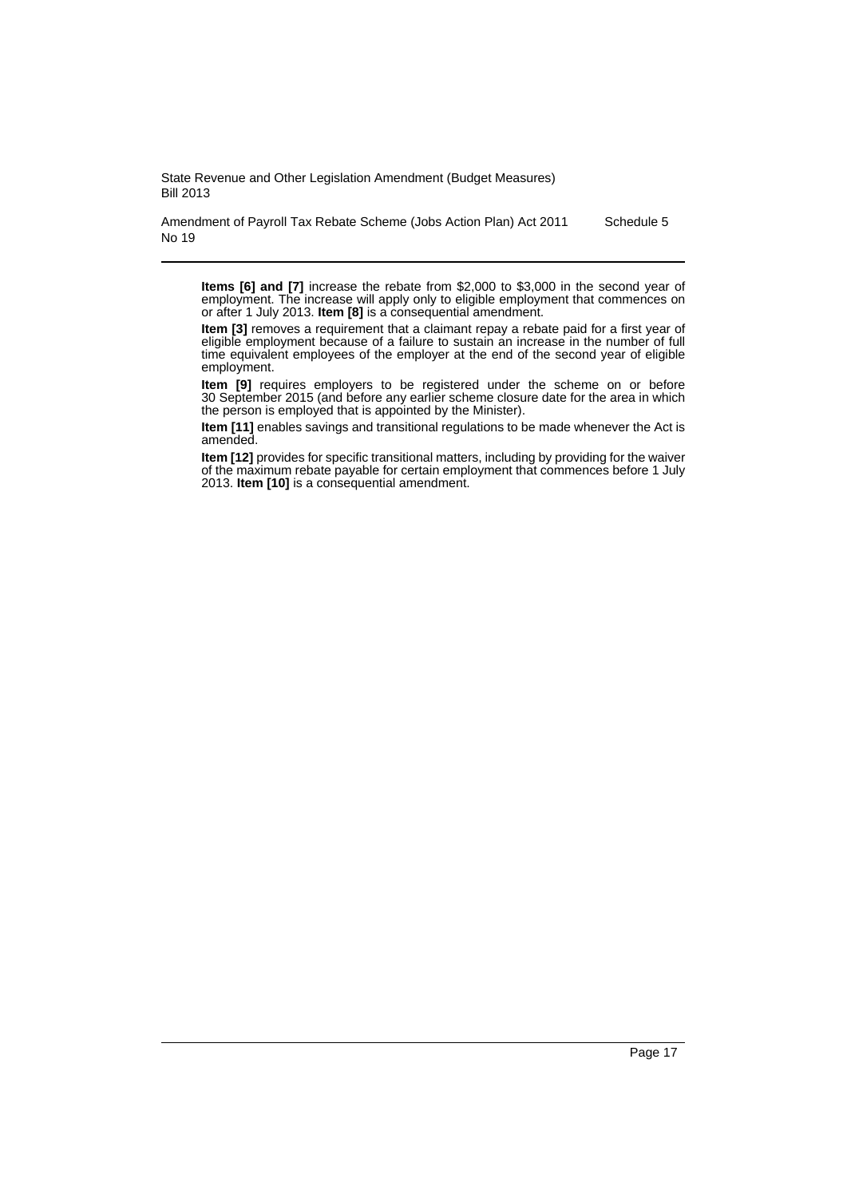**Items [6] and [7]** increase the rebate from $2,000 to $3,000 in the second year of employment. The increase will apply only to eligible employment that commences on or after 1 July 2013. **Item [8]** is a consequential amendment.

**Item [3]** removes a requirement that a claimant repay a rebate paid for a first year of eligible employment because of a failure to sustain an increase in the number of full time equivalent employees of the employer at the end of the second year of eligible employment.

**Item [9]** requires employers to be registered under the scheme on or before 30 September 2015 (and before any earlier scheme closure date for the area in which the person is employed that is appointed by the Minister).

**Item [11]** enables savings and transitional regulations to be made whenever the Act is amended.

**Item [12]** provides for specific transitional matters, including by providing for the waiver of the maximum rebate payable for certain employment that commences before 1 July 2013. **Item [10]** is a consequential amendment.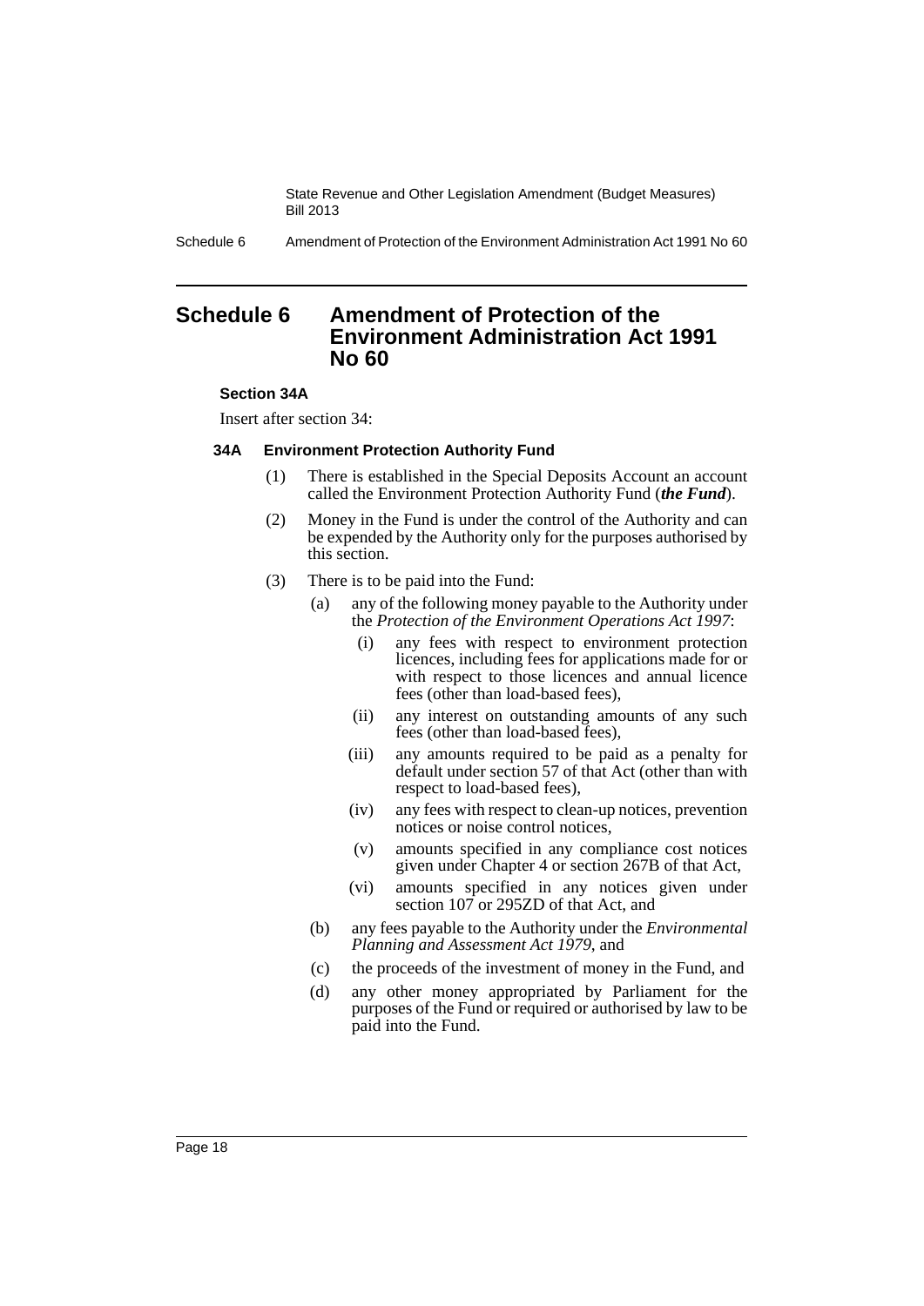# Schedule 6 Amendment of Protection of the Environment Administration Act 1991 No 60

**Section 34A**

Insert after section 34:

**34A Environment Protection Authority Fund**

(1) There is established in the Special Deposits Account an account called the Environment Protection Authority Fund (***the Fund***).

(2) Money in the Fund is under the control of the Authority and can be expended by the Authority only for the purposes authorised by this section.

(3) There is to be paid into the Fund:

- (a) any of the following money payable to the Authority under the *Protection of the Environment Operations Act 1997*:
  - (i) any fees with respect to environment protection licences, including fees for applications made for or with respect to those licences and annual licence fees (other than load-based fees),
  - (ii) any interest on outstanding amounts of any such fees (other than load-based fees),
  - (iii) any amounts required to be paid as a penalty for default under section 57 of that Act (other than with respect to load-based fees),
  - (iv) any fees with respect to clean-up notices, prevention notices or noise control notices,
  - (v) amounts specified in any compliance cost notices given under Chapter 4 or section 267B of that Act,
  - (vi) amounts specified in any notices given under section 107 or 295ZD of that Act, and
- (b) any fees payable to the Authority under the *Environmental Planning and Assessment Act 1979*, and
- (c) the proceeds of the investment of money in the Fund, and
- (d) any other money appropriated by Parliament for the purposes of the Fund or required or authorised by law to be paid into the Fund.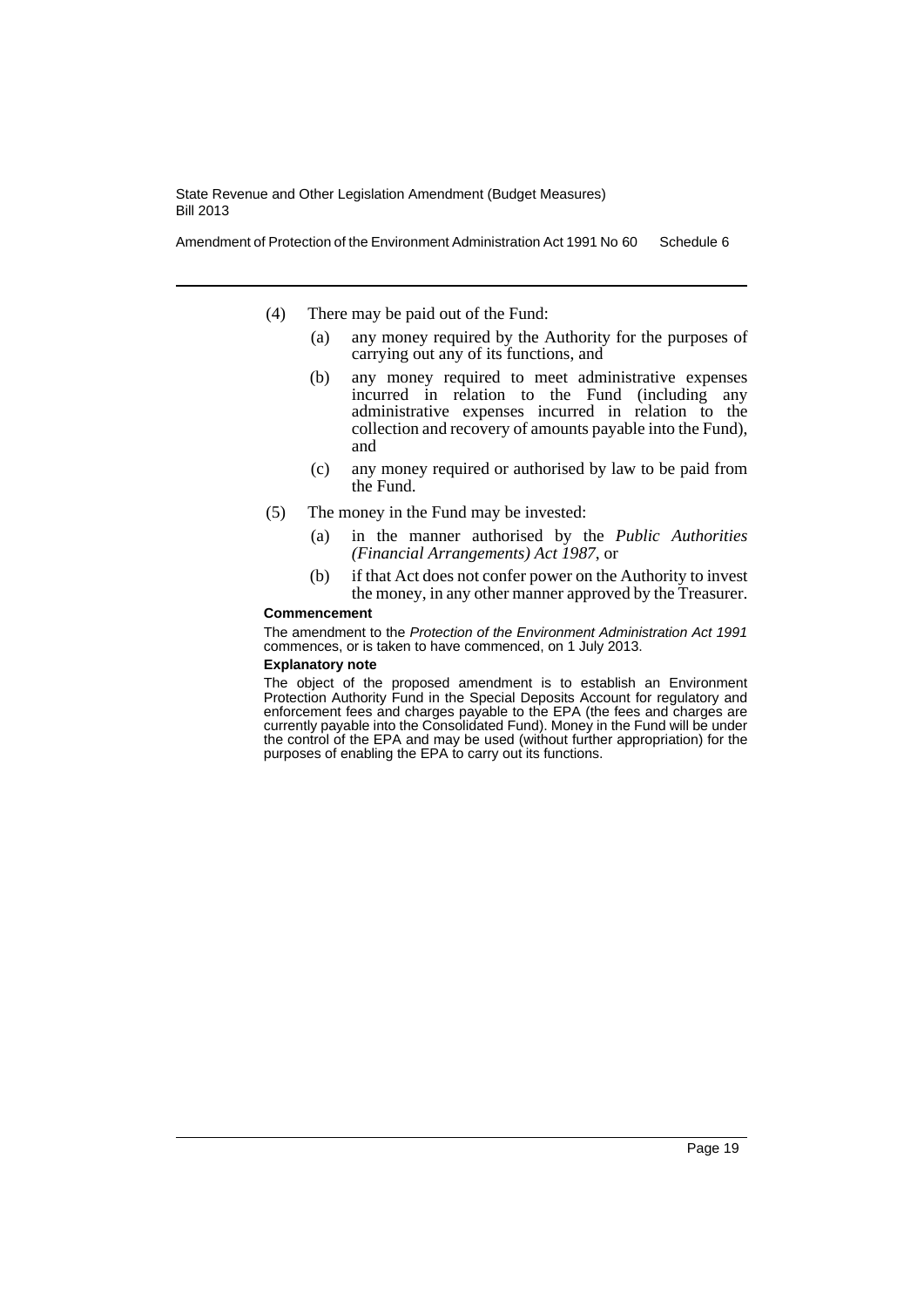(4) There may be paid out of the Fund:

(a) any money required by the Authority for the purposes of carrying out any of its functions, and

(b) any money required to meet administrative expenses incurred in relation to the Fund (including any administrative expenses incurred in relation to the collection and recovery of amounts payable into the Fund), and

(c) any money required or authorised by law to be paid from the Fund.

(5) The money in the Fund may be invested:

(a) in the manner authorised by the *Public Authorities (Financial Arrangements) Act 1987*, or

(b) if that Act does not confer power on the Authority to invest the money, in any other manner approved by the Treasurer.

**Commencement**

The amendment to the *Protection of the Environment Administration Act 1991* commences, or is taken to have commenced, on 1 July 2013.

**Explanatory note**

The object of the proposed amendment is to establish an Environment Protection Authority Fund in the Special Deposits Account for regulatory and enforcement fees and charges payable to the EPA (the fees and charges are currently payable into the Consolidated Fund). Money in the Fund will be under the control of the EPA and may be used (without further appropriation) for the purposes of enabling the EPA to carry out its functions.